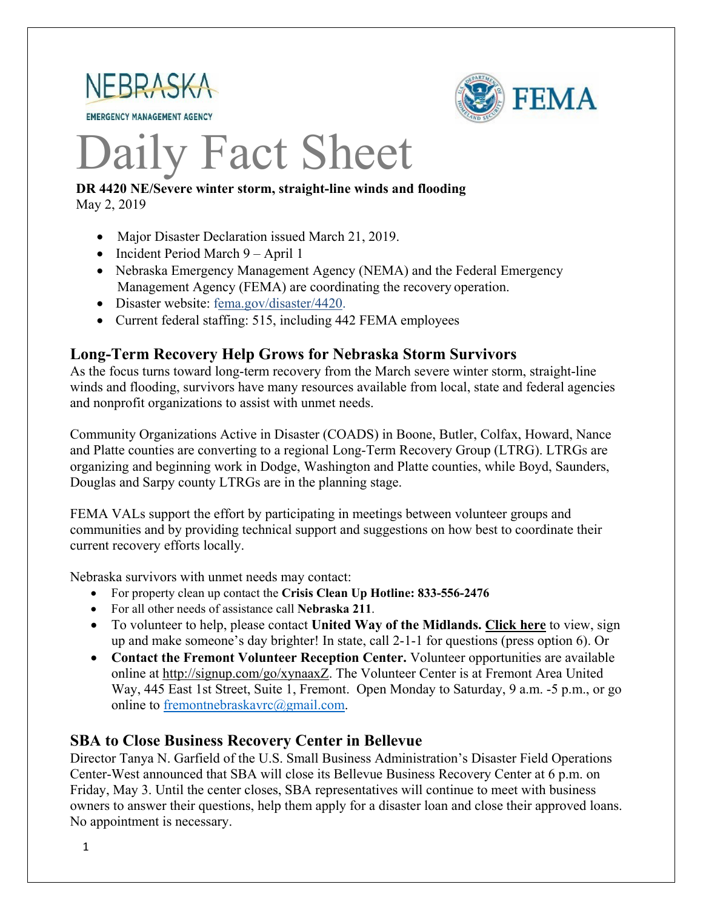NEBRASKA
EMERGENCY MANAGEMENT AGENCY

FEMA

# Daily Fact Sheet

**DR 4420 NE/Severe winter storm, straight-line winds and flooding**
May 2, 2019

- Major Disaster Declaration issued March 21, 2019.
- Incident Period March 9 – April 1
- Nebraska Emergency Management Agency (NEMA) and the Federal Emergency Management Agency (FEMA) are coordinating the recovery operation.
- Disaster website: fema.gov/disaster/4420.
- Current federal staffing: 515, including 442 FEMA employees

## Long-Term Recovery Help Grows for Nebraska Storm Survivors

As the focus turns toward long-term recovery from the March severe winter storm, straight-line winds and flooding, survivors have many resources available from local, state and federal agencies and nonprofit organizations to assist with unmet needs.

Community Organizations Active in Disaster (COADS) in Boone, Butler, Colfax, Howard, Nance and Platte counties are converting to a regional Long-Term Recovery Group (LTRG). LTRGs are organizing and beginning work in Dodge, Washington and Platte counties, while Boyd, Saunders, Douglas and Sarpy county LTRGs are in the planning stage.

FEMA VALs support the effort by participating in meetings between volunteer groups and communities and by providing technical support and suggestions on how best to coordinate their current recovery efforts locally.

Nebraska survivors with unmet needs may contact:

- For property clean up contact the **Crisis Clean Up Hotline: 833-556-2476**
- For all other needs of assistance call **Nebraska 211**.
- To volunteer to help, please contact **United Way of the Midlands.** **Click here** to view, sign up and make someone's day brighter! In state, call 2-1-1 for questions (press option 6). Or
- **Contact the Fremont Volunteer Reception Center.** Volunteer opportunities are available online at http://signup.com/go/xynaaxZ. The Volunteer Center is at Fremont Area United Way, 445 East 1st Street, Suite 1, Fremont. Open Monday to Saturday, 9 a.m. -5 p.m., or go online to fremontnebraskavrc@gmail.com.

## SBA to Close Business Recovery Center in Bellevue

Director Tanya N. Garfield of the U.S. Small Business Administration's Disaster Field Operations Center-West announced that SBA will close its Bellevue Business Recovery Center at 6 p.m. on Friday, May 3. Until the center closes, SBA representatives will continue to meet with business owners to answer their questions, help them apply for a disaster loan and close their approved loans. No appointment is necessary.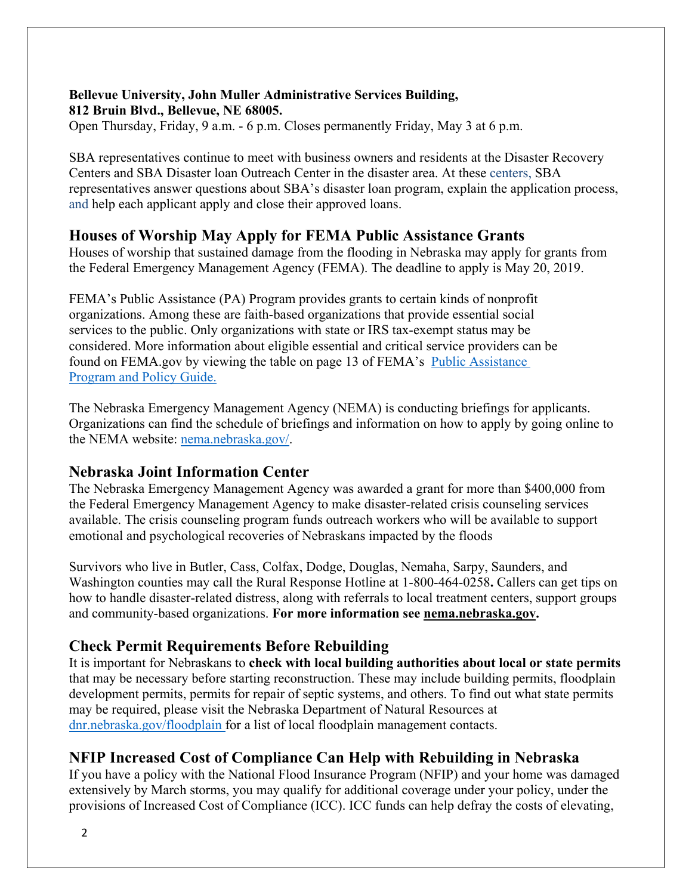**Bellevue University, John Muller Administrative Services Building,**
**812 Bruin Blvd., Bellevue, NE 68005.**
Open Thursday, Friday, 9 a.m. - 6 p.m. Closes permanently Friday, May 3 at 6 p.m.

SBA representatives continue to meet with business owners and residents at the Disaster Recovery Centers and SBA Disaster loan Outreach Center in the disaster area. At these centers, SBA representatives answer questions about SBA's disaster loan program, explain the application process, and help each applicant apply and close their approved loans.

## Houses of Worship May Apply for FEMA Public Assistance Grants

Houses of worship that sustained damage from the flooding in Nebraska may apply for grants from the Federal Emergency Management Agency (FEMA). The deadline to apply is May 20, 2019.

FEMA's Public Assistance (PA) Program provides grants to certain kinds of nonprofit organizations. Among these are faith-based organizations that provide essential social services to the public. Only organizations with state or IRS tax-exempt status may be considered. More information about eligible essential and critical service providers can be found on FEMA.gov by viewing the table on page 13 of FEMA's Public Assistance Program and Policy Guide.

The Nebraska Emergency Management Agency (NEMA) is conducting briefings for applicants. Organizations can find the schedule of briefings and information on how to apply by going online to the NEMA website: nema.nebraska.gov/.

## Nebraska Joint Information Center

The Nebraska Emergency Management Agency was awarded a grant for more than $400,000 from the Federal Emergency Management Agency to make disaster-related crisis counseling services available. The crisis counseling program funds outreach workers who will be available to support emotional and psychological recoveries of Nebraskans impacted by the floods

Survivors who live in Butler, Cass, Colfax, Dodge, Douglas, Nemaha, Sarpy, Saunders, and Washington counties may call the Rural Response Hotline at 1-800-464-0258**.** Callers can get tips on how to handle disaster-related distress, along with referrals to local treatment centers, support groups and community-based organizations. **For more information see nema.nebraska.gov.**

## Check Permit Requirements Before Rebuilding

It is important for Nebraskans to **check with local building authorities about local or state permits** that may be necessary before starting reconstruction. These may include building permits, floodplain development permits, permits for repair of septic systems, and others. To find out what state permits may be required, please visit the Nebraska Department of Natural Resources at dnr.nebraska.gov/floodplain for a list of local floodplain management contacts.

## NFIP Increased Cost of Compliance Can Help with Rebuilding in Nebraska

If you have a policy with the National Flood Insurance Program (NFIP) and your home was damaged extensively by March storms, you may qualify for additional coverage under your policy, under the provisions of Increased Cost of Compliance (ICC). ICC funds can help defray the costs of elevating,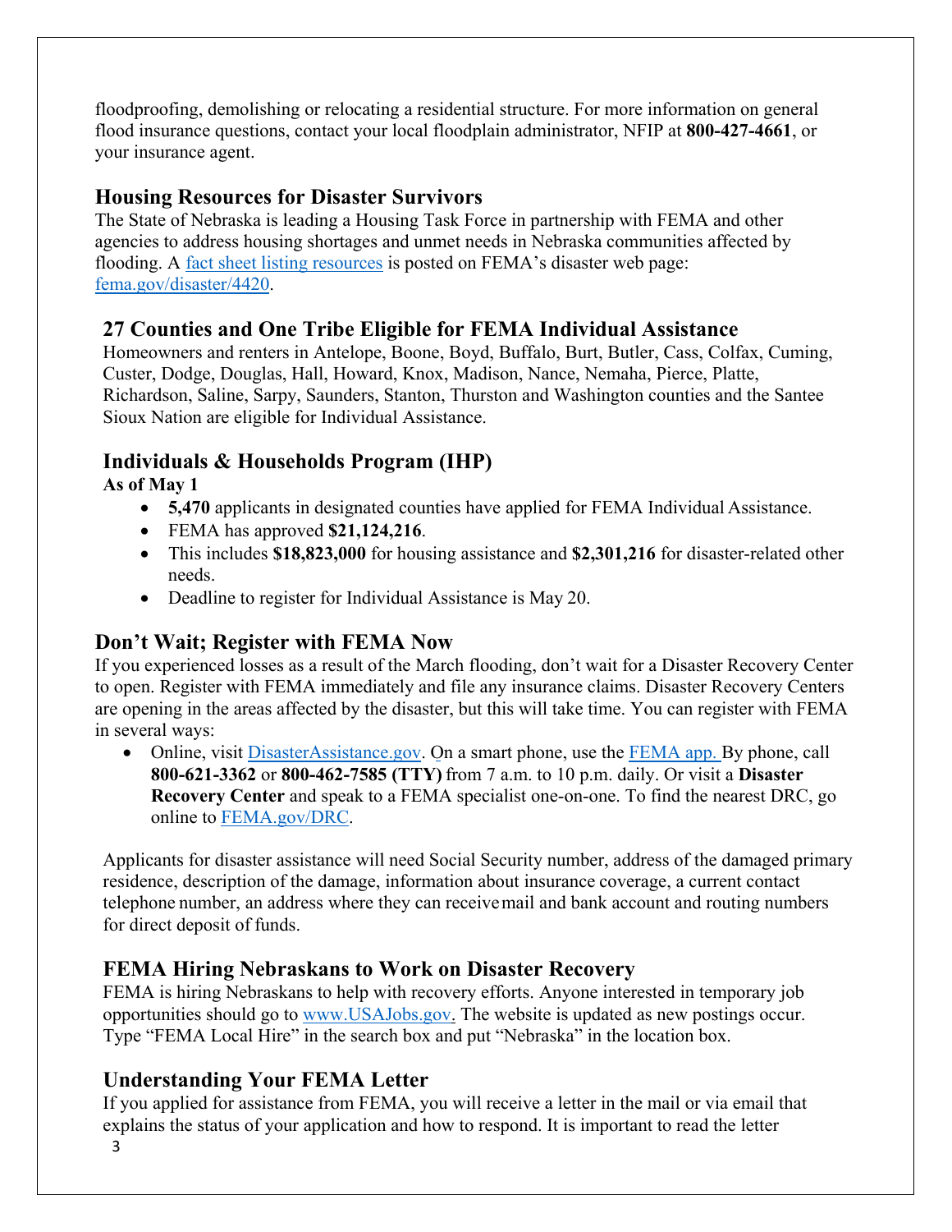floodproofing, demolishing or relocating a residential structure. For more information on general flood insurance questions, contact your local floodplain administrator, NFIP at **800-427-4661**, or your insurance agent.

## Housing Resources for Disaster Survivors

The State of Nebraska is leading a Housing Task Force in partnership with FEMA and other agencies to address housing shortages and unmet needs in Nebraska communities affected by flooding. A [fact sheet listing resources](fact sheet listing resources) is posted on FEMA's disaster web page: [fema.gov/disaster/4420](fema.gov/disaster/4420).

## 27 Counties and One Tribe Eligible for FEMA Individual Assistance

Homeowners and renters in Antelope, Boone, Boyd, Buffalo, Burt, Butler, Cass, Colfax, Cuming, Custer, Dodge, Douglas, Hall, Howard, Knox, Madison, Nance, Nemaha, Pierce, Platte, Richardson, Saline, Sarpy, Saunders, Stanton, Thurston and Washington counties and the Santee Sioux Nation are eligible for Individual Assistance.

## Individuals & Households Program (IHP)

**As of May 1**

- **5,470** applicants in designated counties have applied for FEMA Individual Assistance.
- FEMA has approved **$21,124,216**.
- This includes **$18,823,000** for housing assistance and **$2,301,216** for disaster-related other needs.
- Deadline to register for Individual Assistance is May 20.

## Don't Wait; Register with FEMA Now

If you experienced losses as a result of the March flooding, don't wait for a Disaster Recovery Center to open. Register with FEMA immediately and file any insurance claims. Disaster Recovery Centers are opening in the areas affected by the disaster, but this will take time. You can register with FEMA in several ways:

- Online, visit [DisasterAssistance.gov](DisasterAssistance.gov). On a smart phone, use the [FEMA app.](FEMA app.) By phone, call **800-621-3362** or **800-462-7585 (TTY)** from 7 a.m. to 10 p.m. daily. Or visit a **Disaster Recovery Center** and speak to a FEMA specialist one-on-one. To find the nearest DRC, go online to [FEMA.gov/DRC](FEMA.gov/DRC).

Applicants for disaster assistance will need Social Security number, address of the damaged primary residence, description of the damage, information about insurance coverage, a current contact telephone number, an address where they can receive mail and bank account and routing numbers for direct deposit of funds.

## FEMA Hiring Nebraskans to Work on Disaster Recovery

FEMA is hiring Nebraskans to help with recovery efforts. Anyone interested in temporary job opportunities should go to [www.USAJobs.gov](www.USAJobs.gov). The website is updated as new postings occur. Type "FEMA Local Hire" in the search box and put "Nebraska" in the location box.

## Understanding Your FEMA Letter

If you applied for assistance from FEMA, you will receive a letter in the mail or via email that explains the status of your application and how to respond. It is important to read the letter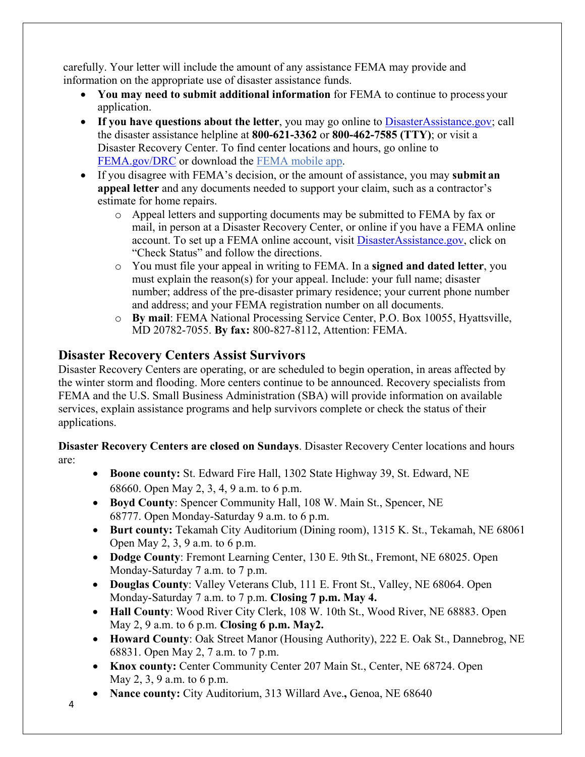carefully. Your letter will include the amount of any assistance FEMA may provide and information on the appropriate use of disaster assistance funds.

- **You may need to submit additional information** for FEMA to continue to process your application.
- **If you have questions about the letter**, you may go online to [DisasterAssistance.gov](DisasterAssistance.gov); call the disaster assistance helpline at **800-621-3362** or **800-462-7585 (TTY)**; or visit a Disaster Recovery Center. To find center locations and hours, go online to [FEMA.gov/DRC](FEMA.gov/DRC) or download the FEMA mobile app.
- If you disagree with FEMA's decision, or the amount of assistance, you may **submit an appeal letter** and any documents needed to support your claim, such as a contractor's estimate for home repairs.
  - Appeal letters and supporting documents may be submitted to FEMA by fax or mail, in person at a Disaster Recovery Center, or online if you have a FEMA online account. To set up a FEMA online account, visit [DisasterAssistance.gov](DisasterAssistance.gov), click on "Check Status" and follow the directions.
  - You must file your appeal in writing to FEMA. In a **signed and dated letter**, you must explain the reason(s) for your appeal. Include: your full name; disaster number; address of the pre-disaster primary residence; your current phone number and address; and your FEMA registration number on all documents.
  - **By mail**: FEMA National Processing Service Center, P.O. Box 10055, Hyattsville, MD 20782-7055. **By fax:** 800-827-8112, Attention: FEMA.

## Disaster Recovery Centers Assist Survivors

Disaster Recovery Centers are operating, or are scheduled to begin operation, in areas affected by the winter storm and flooding. More centers continue to be announced. Recovery specialists from FEMA and the U.S. Small Business Administration (SBA) will provide information on available services, explain assistance programs and help survivors complete or check the status of their applications.

**Disaster Recovery Centers are closed on Sundays**. Disaster Recovery Center locations and hours are:

- **Boone county:** St. Edward Fire Hall, 1302 State Highway 39, St. Edward, NE 68660. Open May 2, 3, 4, 9 a.m. to 6 p.m.
- **Boyd County**: Spencer Community Hall, 108 W. Main St., Spencer, NE 68777. Open Monday-Saturday 9 a.m. to 6 p.m.
- **Burt county:** Tekamah City Auditorium (Dining room), 1315 K. St., Tekamah, NE 68061 Open May 2, 3, 9 a.m. to 6 p.m.
- **Dodge County**: Fremont Learning Center, 130 E. 9th St., Fremont, NE 68025. Open Monday-Saturday 7 a.m. to 7 p.m.
- **Douglas County**: Valley Veterans Club, 111 E. Front St., Valley, NE 68064. Open Monday-Saturday 7 a.m. to 7 p.m. **Closing 7 p.m. May 4.**
- **Hall County**: Wood River City Clerk, 108 W. 10th St., Wood River, NE 68883. Open May 2, 9 a.m. to 6 p.m. **Closing 6 p.m. May2.**
- **Howard County**: Oak Street Manor (Housing Authority), 222 E. Oak St., Dannebrog, NE 68831. Open May 2, 7 a.m. to 7 p.m.
- **Knox county:** Center Community Center 207 Main St., Center, NE 68724. Open May 2, 3, 9 a.m. to 6 p.m.
- **Nance county:** City Auditorium, 313 Willard Ave**.,** Genoa, NE 68640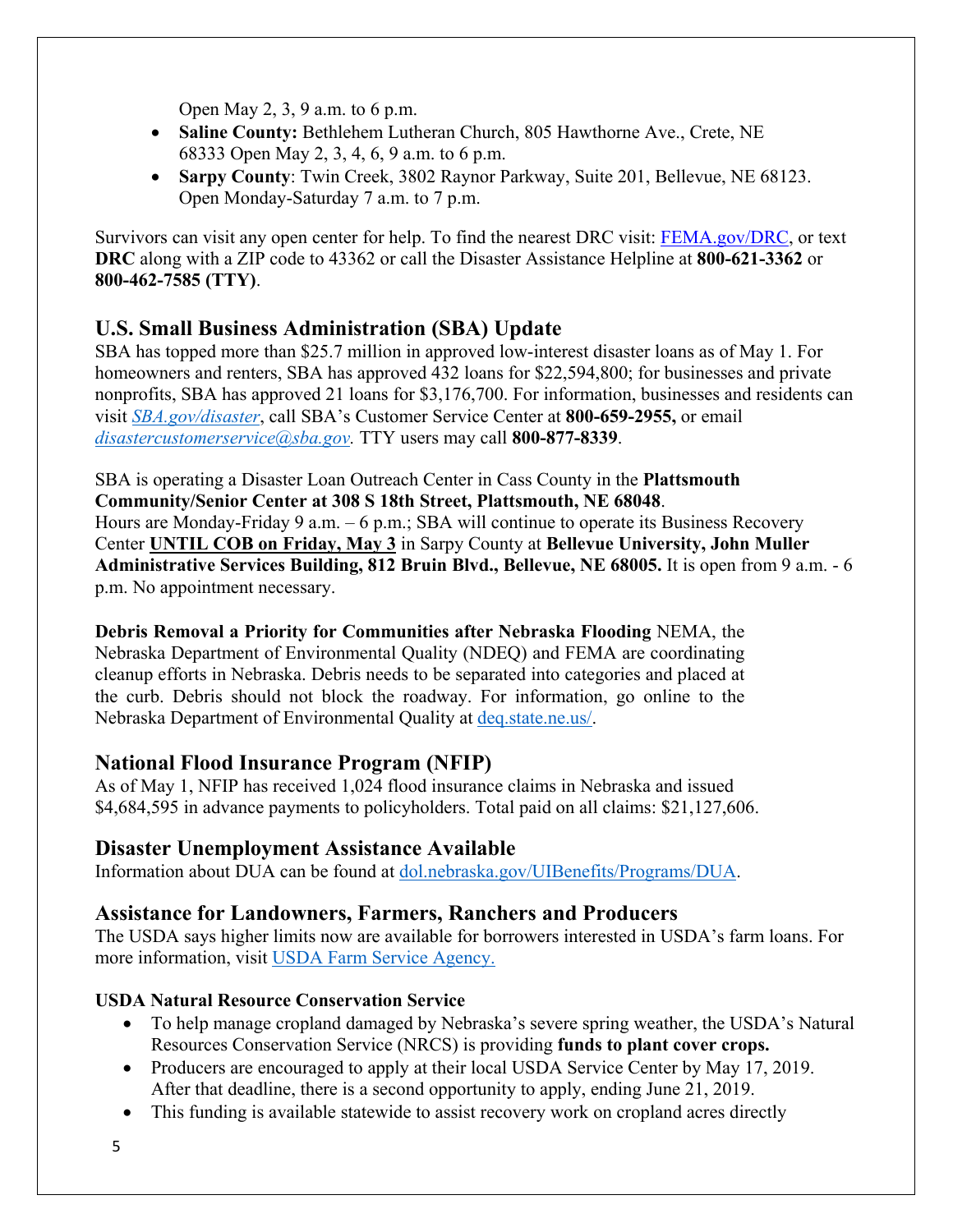Open May 2, 3, 9 a.m. to 6 p.m.

- **Saline County:** Bethlehem Lutheran Church, 805 Hawthorne Ave., Crete, NE 68333 Open May 2, 3, 4, 6, 9 a.m. to 6 p.m.
- **Sarpy County**: Twin Creek, 3802 Raynor Parkway, Suite 201, Bellevue, NE 68123. Open Monday-Saturday 7 a.m. to 7 p.m.

Survivors can visit any open center for help. To find the nearest DRC visit: [FEMA.gov/DRC](FEMA.gov/DRC), or text **DRC** along with a ZIP code to 43362 or call the Disaster Assistance Helpline at **800-621-3362** or **800-462-7585 (TTY)**.

## U.S. Small Business Administration (SBA) Update

SBA has topped more than $25.7 million in approved low-interest disaster loans as of May 1. For homeowners and renters, SBA has approved 432 loans for $22,594,800; for businesses and private nonprofits, SBA has approved 21 loans for $3,176,700. For information, businesses and residents can visit *SBA.gov/disaster*, call SBA's Customer Service Center at **800-659-2955,** or email *disastercustomerservice@sba.gov.* TTY users may call **800-877-8339**.

SBA is operating a Disaster Loan Outreach Center in Cass County in the **Plattsmouth Community/Senior Center at 308 S 18th Street, Plattsmouth, NE 68048**.
Hours are Monday-Friday 9 a.m. – 6 p.m.; SBA will continue to operate its Business Recovery Center **UNTIL COB on Friday, May 3** in Sarpy County at **Bellevue University, John Muller Administrative Services Building, 812 Bruin Blvd., Bellevue, NE 68005.** It is open from 9 a.m. - 6 p.m. No appointment necessary.

**Debris Removal a Priority for Communities after Nebraska Flooding** NEMA, the Nebraska Department of Environmental Quality (NDEQ) and FEMA are coordinating cleanup efforts in Nebraska. Debris needs to be separated into categories and placed at the curb. Debris should not block the roadway. For information, go online to the Nebraska Department of Environmental Quality at [deq.state.ne.us/](deq.state.ne.us/).

## National Flood Insurance Program (NFIP)

As of May 1, NFIP has received 1,024 flood insurance claims in Nebraska and issued $4,684,595 in advance payments to policyholders. Total paid on all claims: $21,127,606.

## Disaster Unemployment Assistance Available

Information about DUA can be found at [dol.nebraska.gov/UIBenefits/Programs/DUA](dol.nebraska.gov/UIBenefits/Programs/DUA).

## Assistance for Landowners, Farmers, Ranchers and Producers

The USDA says higher limits now are available for borrowers interested in USDA's farm loans. For more information, visit USDA Farm Service Agency.

**USDA Natural Resource Conservation Service**

- To help manage cropland damaged by Nebraska's severe spring weather, the USDA's Natural Resources Conservation Service (NRCS) is providing **funds to plant cover crops.**
- Producers are encouraged to apply at their local USDA Service Center by May 17, 2019. After that deadline, there is a second opportunity to apply, ending June 21, 2019.
- This funding is available statewide to assist recovery work on cropland acres directly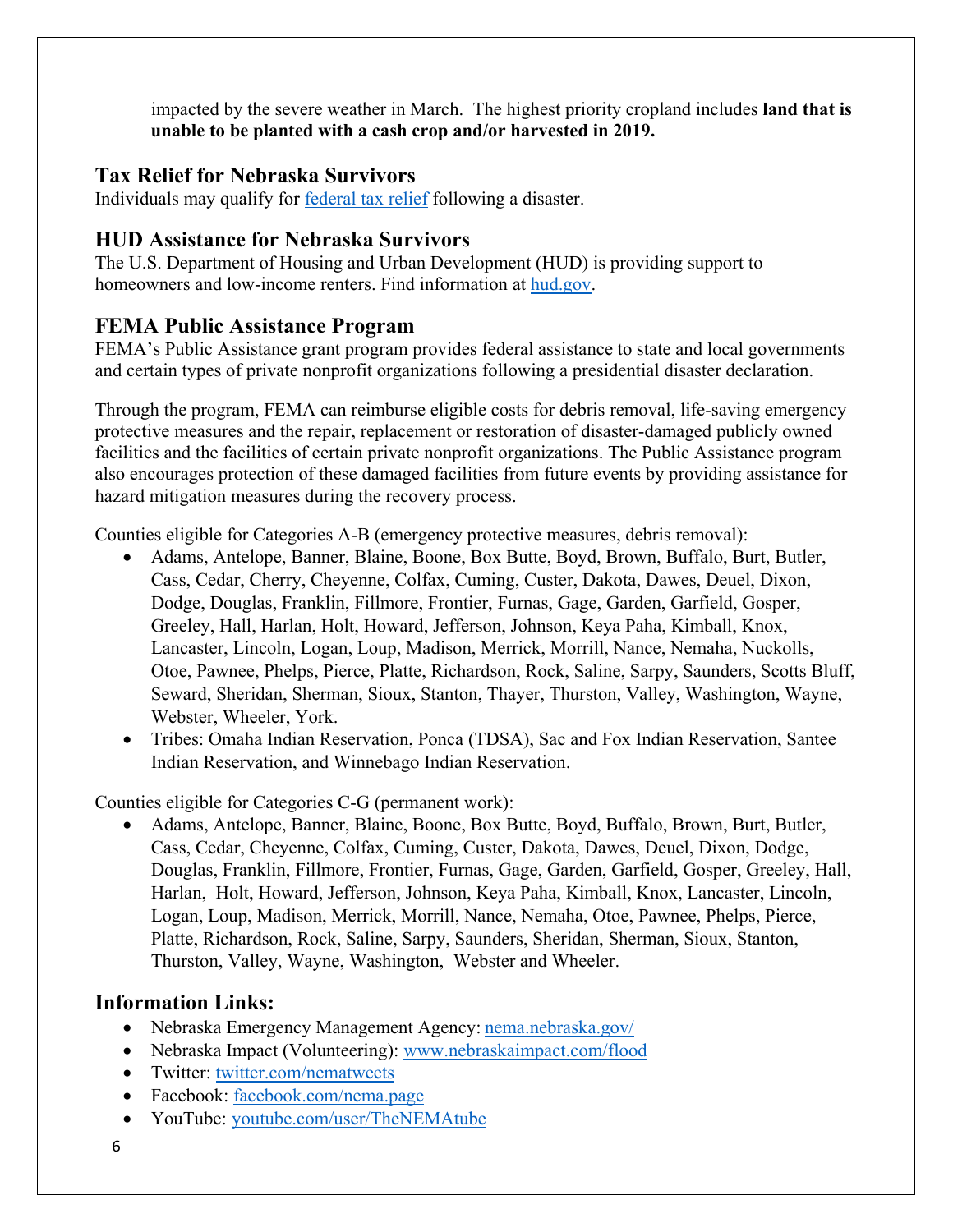impacted by the severe weather in March. The highest priority cropland includes **land that is unable to be planted with a cash crop and/or harvested in 2019.**

## Tax Relief for Nebraska Survivors

Individuals may qualify for [federal tax relief](#) following a disaster.

## HUD Assistance for Nebraska Survivors

The U.S. Department of Housing and Urban Development (HUD) is providing support to homeowners and low-income renters. Find information at [hud.gov](#).

## FEMA Public Assistance Program

FEMA's Public Assistance grant program provides federal assistance to state and local governments and certain types of private nonprofit organizations following a presidential disaster declaration.

Through the program, FEMA can reimburse eligible costs for debris removal, life-saving emergency protective measures and the repair, replacement or restoration of disaster-damaged publicly owned facilities and the facilities of certain private nonprofit organizations. The Public Assistance program also encourages protection of these damaged facilities from future events by providing assistance for hazard mitigation measures during the recovery process.

Counties eligible for Categories A-B (emergency protective measures, debris removal):

- Adams, Antelope, Banner, Blaine, Boone, Box Butte, Boyd, Brown, Buffalo, Burt, Butler, Cass, Cedar, Cherry, Cheyenne, Colfax, Cuming, Custer, Dakota, Dawes, Deuel, Dixon, Dodge, Douglas, Franklin, Fillmore, Frontier, Furnas, Gage, Garden, Garfield, Gosper, Greeley, Hall, Harlan, Holt, Howard, Jefferson, Johnson, Keya Paha, Kimball, Knox, Lancaster, Lincoln, Logan, Loup, Madison, Merrick, Morrill, Nance, Nemaha, Nuckolls, Otoe, Pawnee, Phelps, Pierce, Platte, Richardson, Rock, Saline, Sarpy, Saunders, Scotts Bluff, Seward, Sheridan, Sherman, Sioux, Stanton, Thayer, Thurston, Valley, Washington, Wayne, Webster, Wheeler, York.
- Tribes: Omaha Indian Reservation, Ponca (TDSA), Sac and Fox Indian Reservation, Santee Indian Reservation, and Winnebago Indian Reservation.

Counties eligible for Categories C-G (permanent work):

- Adams, Antelope, Banner, Blaine, Boone, Box Butte, Boyd, Buffalo, Brown, Burt, Butler, Cass, Cedar, Cheyenne, Colfax, Cuming, Custer, Dakota, Dawes, Deuel, Dixon, Dodge, Douglas, Franklin, Fillmore, Frontier, Furnas, Gage, Garden, Garfield, Gosper, Greeley, Hall, Harlan, Holt, Howard, Jefferson, Johnson, Keya Paha, Kimball, Knox, Lancaster, Lincoln, Logan, Loup, Madison, Merrick, Morrill, Nance, Nemaha, Otoe, Pawnee, Phelps, Pierce, Platte, Richardson, Rock, Saline, Sarpy, Saunders, Sheridan, Sherman, Sioux, Stanton, Thurston, Valley, Wayne, Washington, Webster and Wheeler.

## Information Links:

- Nebraska Emergency Management Agency: [nema.nebraska.gov/](#)
- Nebraska Impact (Volunteering): [www.nebraskaimpact.com/flood](#)
- Twitter: [twitter.com/nematweets](#)
- Facebook: [facebook.com/nema.page](#)
- YouTube: [youtube.com/user/TheNEMAtube](#)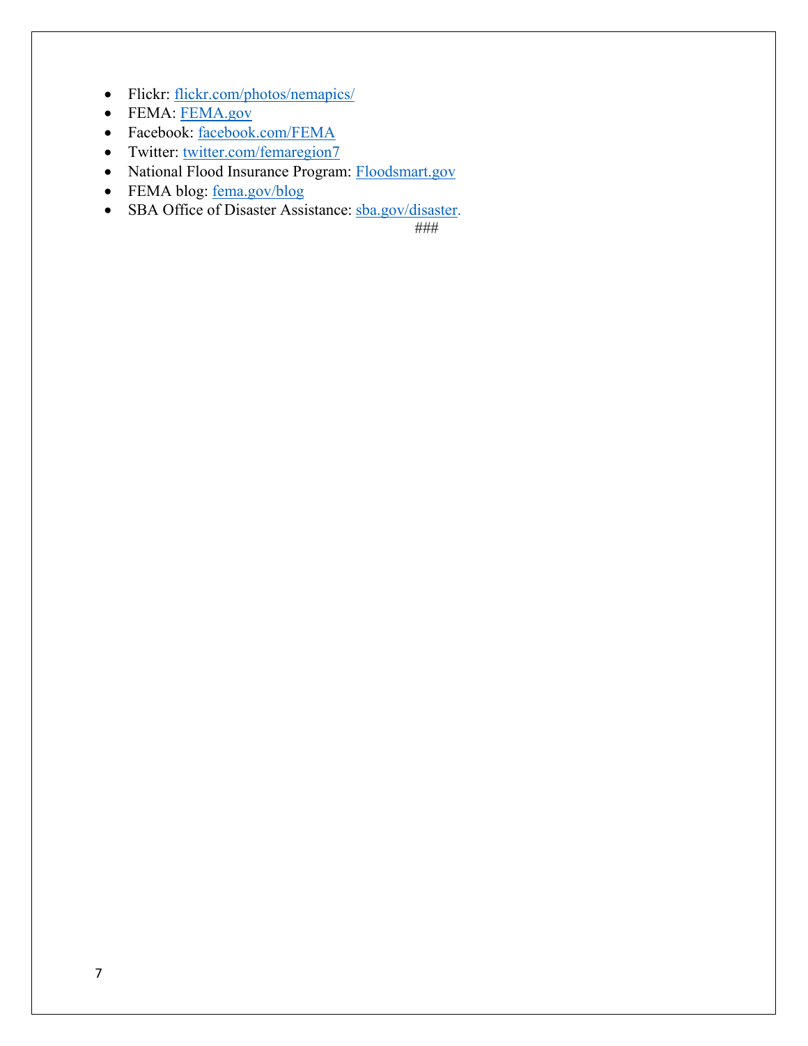- Flickr: flickr.com/photos/nemapics/
- FEMA: FEMA.gov
- Facebook: facebook.com/FEMA
- Twitter: twitter.com/femaregion7
- National Flood Insurance Program: Floodsmart.gov
- FEMA blog: fema.gov/blog
- SBA Office of Disaster Assistance: sba.gov/disaster.

###